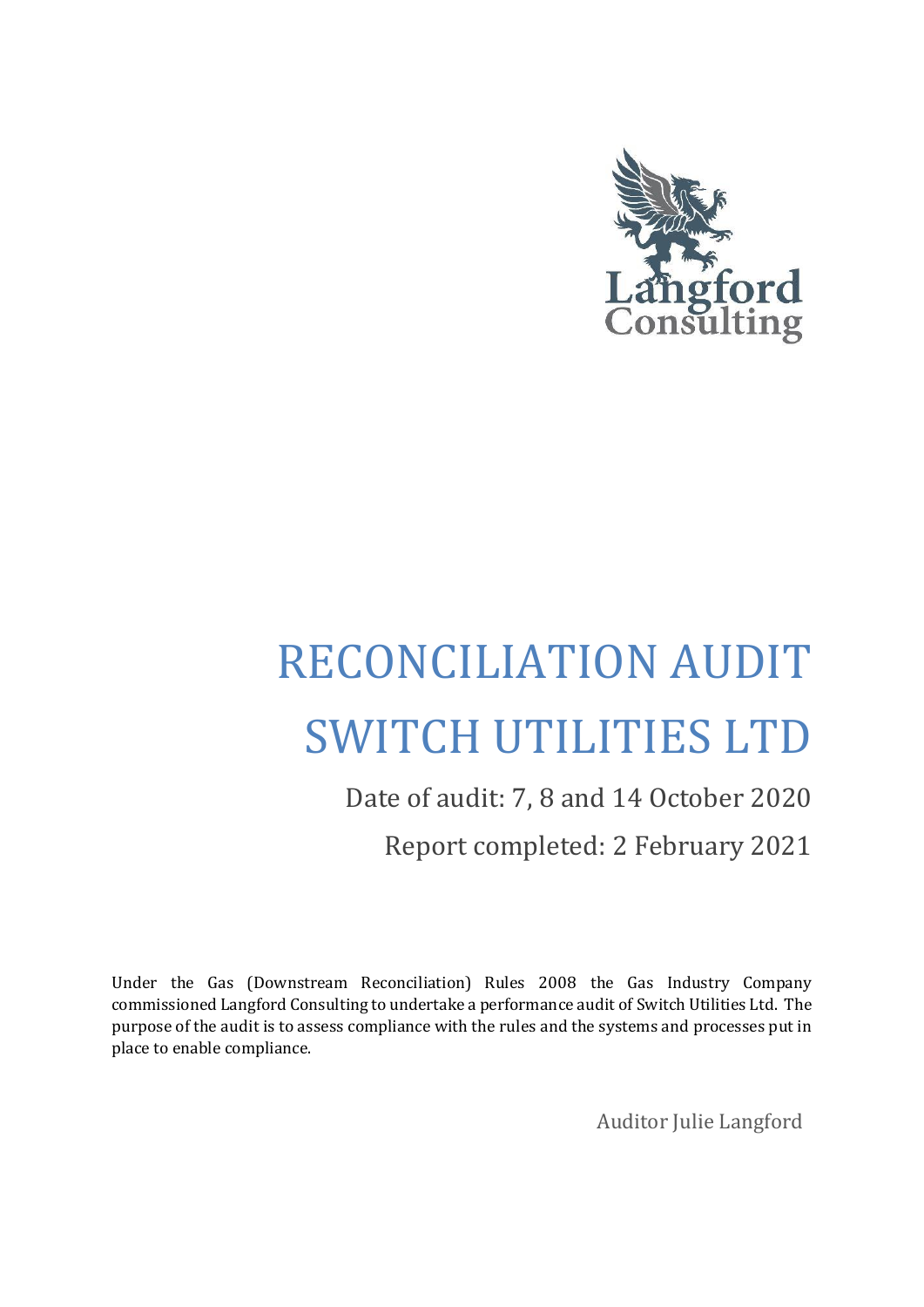# RECONCILIATION AUDIT SWITCH UTILITIES LTD

Date of audit: 7, 8 and 14 October 2020

Report completed: 2 February 2021

Under the Gas (Downstream Reconciliation) Rules 2008 the Gas Industry Company commissioned Langford Consulting to undertake a performance audit of Switch Utilities Ltd. The purpose of the audit is to assess compliance with the rules and the systems and processes put in place to enable compliance.

Auditor Julie Langford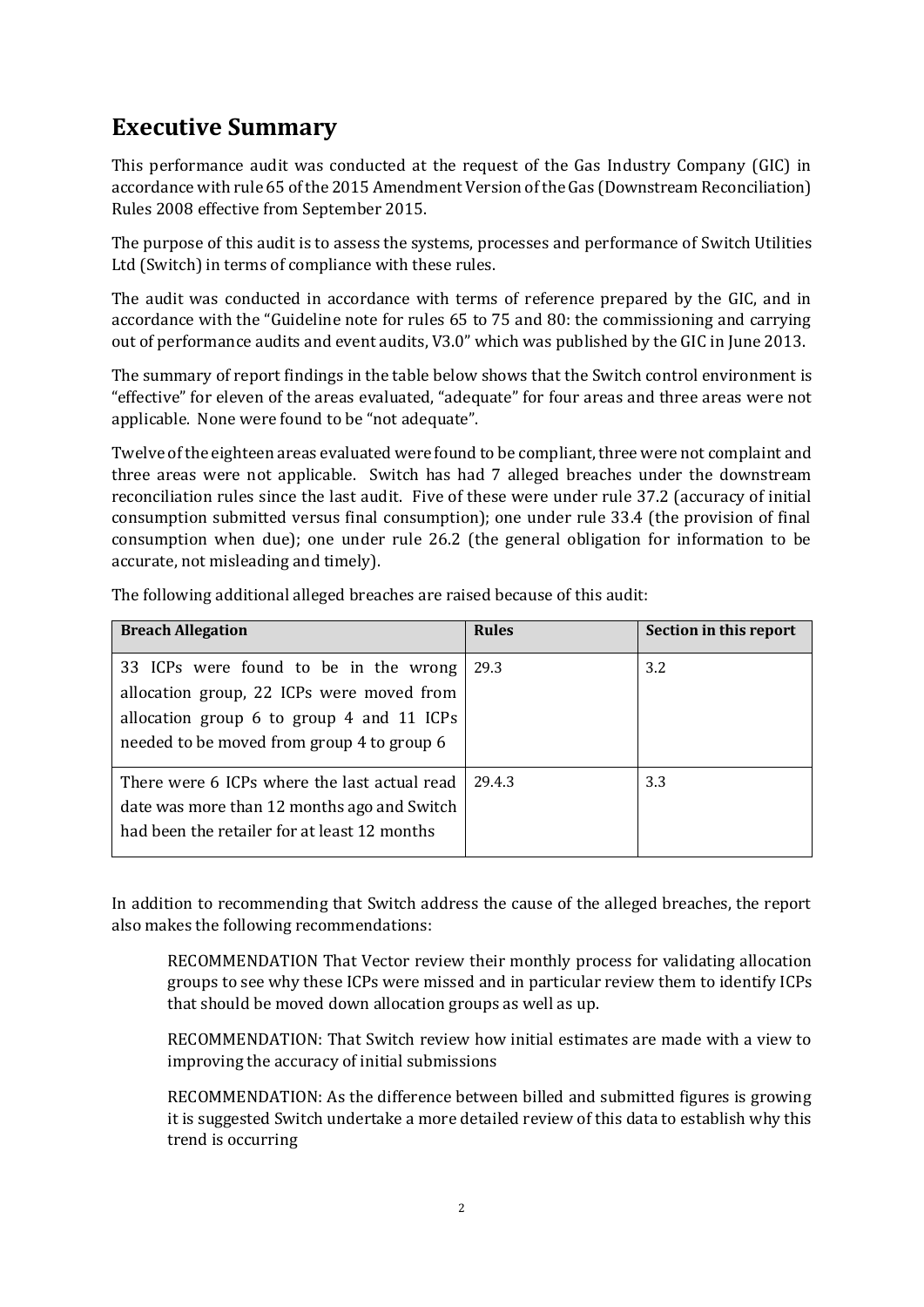## Executive Summary

This performance audit was conducted at the request of the Gas Industry Company (GIC) in accordance with rule 65 of the 2015 Amendment Version of the Gas (Downstream Reconciliation) Rules 2008 effective from September 2015.

The purpose of this audit is to assess the systems, processes and performance of Switch Utilities Ltd (Switch) in terms of compliance with these rules.

The audit was conducted in accordance with terms of reference prepared by the GIC, and in accordance with the "Guideline note for rules 65 to 75 and 80: the commissioning and carrying out of performance audits and event audits, V3.0" which was published by the GIC in June 2013.

The summary of report findings in the table below shows that the Switch control environment is "effective" for eleven of the areas evaluated, "adequate" for four areas and three areas were not applicable. None were found to be "not adequate".

Twelve of the eighteen areas evaluated were found to be compliant, three were not complaint and three areas were not applicable. Switch has had 7 alleged breaches under the downstream reconciliation rules since the last audit. Five of these were under rule 37.2 (accuracy of initial consumption submitted versus final consumption); one under rule 33.4 (the provision of final consumption when due); one under rule 26.2 (the general obligation for information to be accurate, not misleading and timely).

The following additional alleged breaches are raised because of this audit:

| Breach Allegation | Rules | Section in this report |
|---|---|---|
| 33 ICPs were found to be in the wrong allocation group, 22 ICPs were moved from allocation group 6 to group 4 and 11 ICPs needed to be moved from group 4 to group 6 | 29.3 | 3.2 |
| There were 6 ICPs where the last actual read date was more than 12 months ago and Switch had been the retailer for at least 12 months | 29.4.3 | 3.3 |

In addition to recommending that Switch address the cause of the alleged breaches, the report also makes the following recommendations:

> RECOMMENDATION That Vector review their monthly process for validating allocation groups to see why these ICPs were missed and in particular review them to identify ICPs that should be moved down allocation groups as well as up.
>
> RECOMMENDATION: That Switch review how initial estimates are made with a view to improving the accuracy of initial submissions
>
> RECOMMENDATION: As the difference between billed and submitted figures is growing it is suggested Switch undertake a more detailed review of this data to establish why this trend is occurring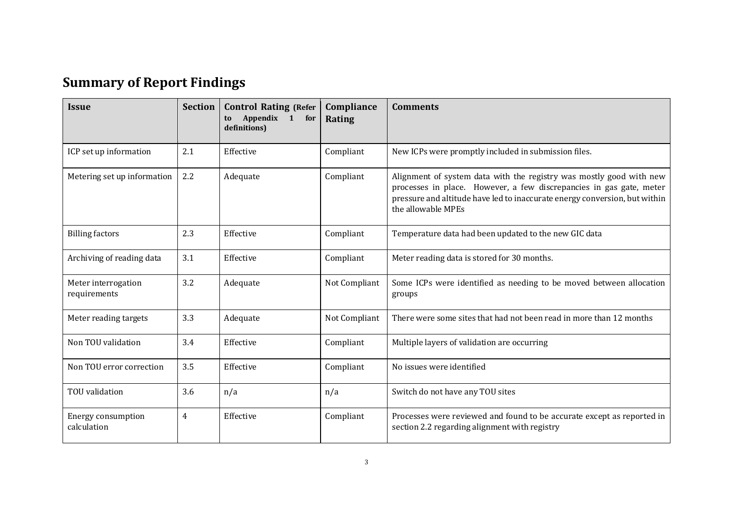## Summary of Report Findings

| Issue | Section | Control Rating (Refer to Appendix 1 for definitions) | Compliance Rating | Comments |
|---|---|---|---|---|
| ICP set up information | 2.1 | Effective | Compliant | New ICPs were promptly included in submission files. |
| Metering set up information | 2.2 | Adequate | Compliant | Alignment of system data with the registry was mostly good with new processes in place. However, a few discrepancies in gas gate, meter pressure and altitude have led to inaccurate energy conversion, but within the allowable MPEs |
| Billing factors | 2.3 | Effective | Compliant | Temperature data had been updated to the new GIC data |
| Archiving of reading data | 3.1 | Effective | Compliant | Meter reading data is stored for 30 months. |
| Meter interrogation requirements | 3.2 | Adequate | Not Compliant | Some ICPs were identified as needing to be moved between allocation groups |
| Meter reading targets | 3.3 | Adequate | Not Compliant | There were some sites that had not been read in more than 12 months |
| Non TOU validation | 3.4 | Effective | Compliant | Multiple layers of validation are occurring |
| Non TOU error correction | 3.5 | Effective | Compliant | No issues were identified |
| TOU validation | 3.6 | n/a | n/a | Switch do not have any TOU sites |
| Energy consumption calculation | 4 | Effective | Compliant | Processes were reviewed and found to be accurate except as reported in section 2.2 regarding alignment with registry |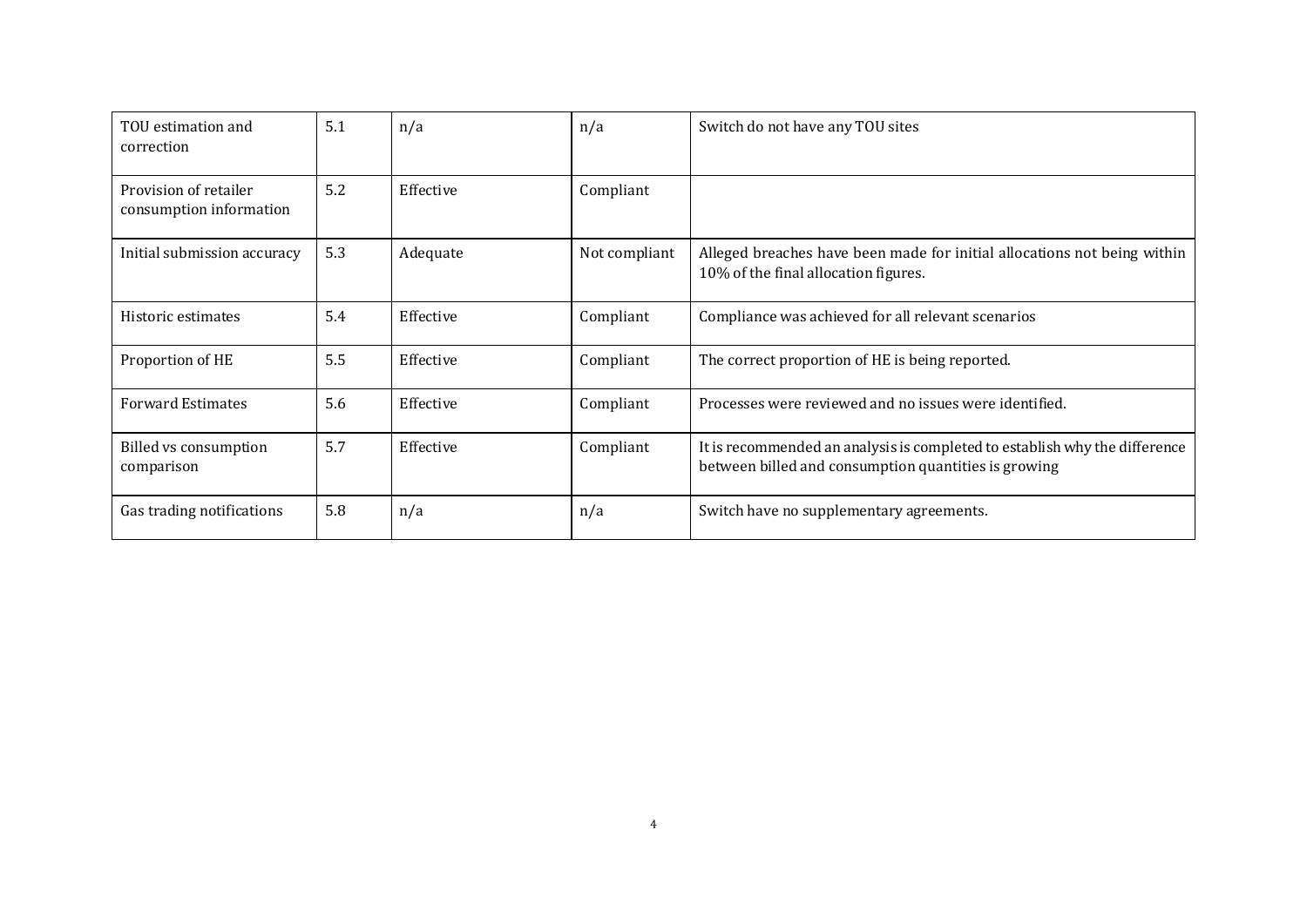| | | | | |
|---|---|---|---|---|
| TOU estimation and correction | 5.1 | n/a | n/a | Switch do not have any TOU sites |
| Provision of retailer consumption information | 5.2 | Effective | Compliant | |
| Initial submission accuracy | 5.3 | Adequate | Not compliant | Alleged breaches have been made for initial allocations not being within 10% of the final allocation figures. |
| Historic estimates | 5.4 | Effective | Compliant | Compliance was achieved for all relevant scenarios |
| Proportion of HE | 5.5 | Effective | Compliant | The correct proportion of HE is being reported. |
| Forward Estimates | 5.6 | Effective | Compliant | Processes were reviewed and no issues were identified. |
| Billed vs consumption comparison | 5.7 | Effective | Compliant | It is recommended an analysis is completed to establish why the difference between billed and consumption quantities is growing |
| Gas trading notifications | 5.8 | n/a | n/a | Switch have no supplementary agreements. |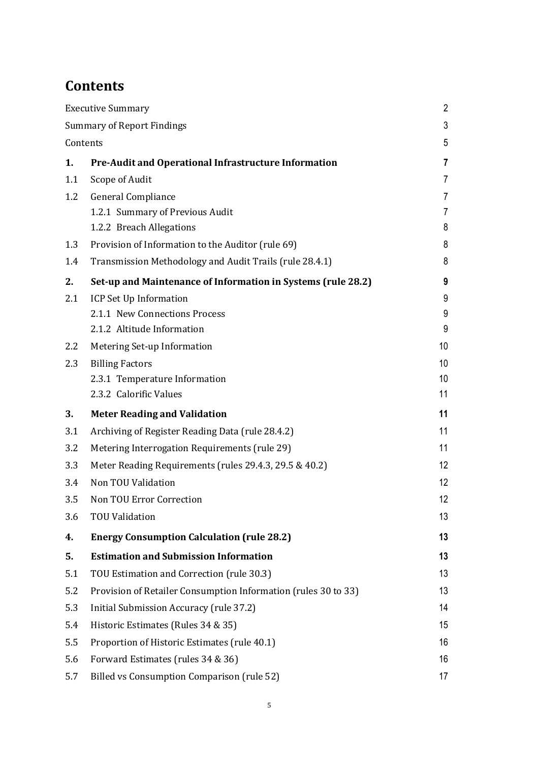# Contents

| | | |
|---|---|---|
| Executive Summary | | 2 |
| Summary of Report Findings | | 3 |
| Contents | | 5 |
| **1.** | **Pre-Audit and Operational Infrastructure Information** | **7** |
| 1.1 | Scope of Audit | 7 |
| 1.2 | General Compliance | 7 |
| | 1.2.1 Summary of Previous Audit | 7 |
| | 1.2.2 Breach Allegations | 8 |
| 1.3 | Provision of Information to the Auditor (rule 69) | 8 |
| 1.4 | Transmission Methodology and Audit Trails (rule 28.4.1) | 8 |
| **2.** | **Set-up and Maintenance of Information in Systems (rule 28.2)** | **9** |
| 2.1 | ICP Set Up Information | 9 |
| | 2.1.1 New Connections Process | 9 |
| | 2.1.2 Altitude Information | 9 |
| 2.2 | Metering Set-up Information | 10 |
| 2.3 | Billing Factors | 10 |
| | 2.3.1 Temperature Information | 10 |
| | 2.3.2 Calorific Values | 11 |
| **3.** | **Meter Reading and Validation** | **11** |
| 3.1 | Archiving of Register Reading Data (rule 28.4.2) | 11 |
| 3.2 | Metering Interrogation Requirements (rule 29) | 11 |
| 3.3 | Meter Reading Requirements (rules 29.4.3, 29.5 & 40.2) | 12 |
| 3.4 | Non TOU Validation | 12 |
| 3.5 | Non TOU Error Correction | 12 |
| 3.6 | TOU Validation | 13 |
| **4.** | **Energy Consumption Calculation (rule 28.2)** | **13** |
| **5.** | **Estimation and Submission Information** | **13** |
| 5.1 | TOU Estimation and Correction (rule 30.3) | 13 |
| 5.2 | Provision of Retailer Consumption Information (rules 30 to 33) | 13 |
| 5.3 | Initial Submission Accuracy (rule 37.2) | 14 |
| 5.4 | Historic Estimates (Rules 34 & 35) | 15 |
| 5.5 | Proportion of Historic Estimates (rule 40.1) | 16 |
| 5.6 | Forward Estimates (rules 34 & 36) | 16 |
| 5.7 | Billed vs Consumption Comparison (rule 52) | 17 |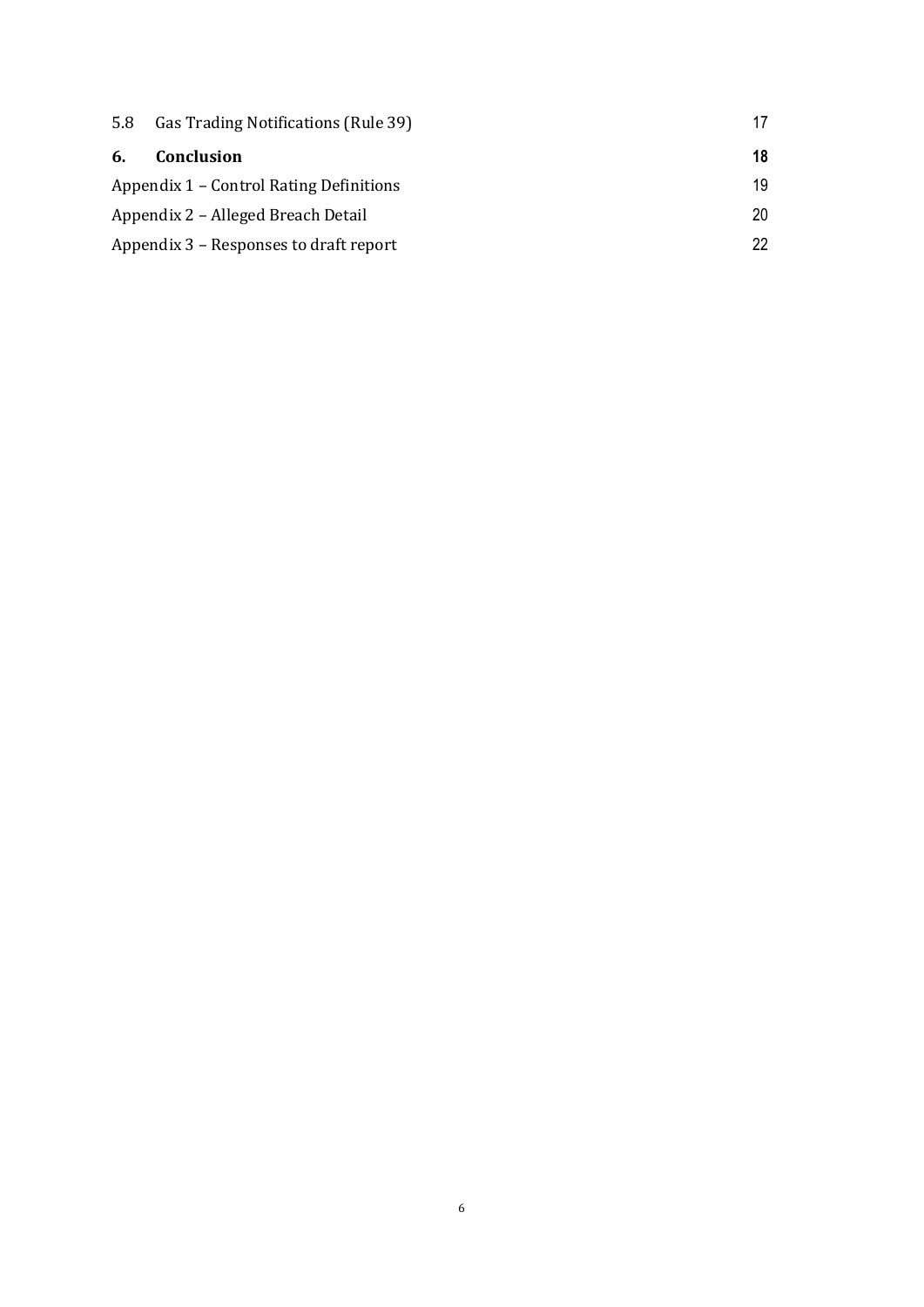| | |
|---|---|
| 5.8 Gas Trading Notifications (Rule 39) | 17 |
| **6. Conclusion** | **18** |
| Appendix 1 – Control Rating Definitions | 19 |
| Appendix 2 – Alleged Breach Detail | 20 |
| Appendix 3 – Responses to draft report | 22 |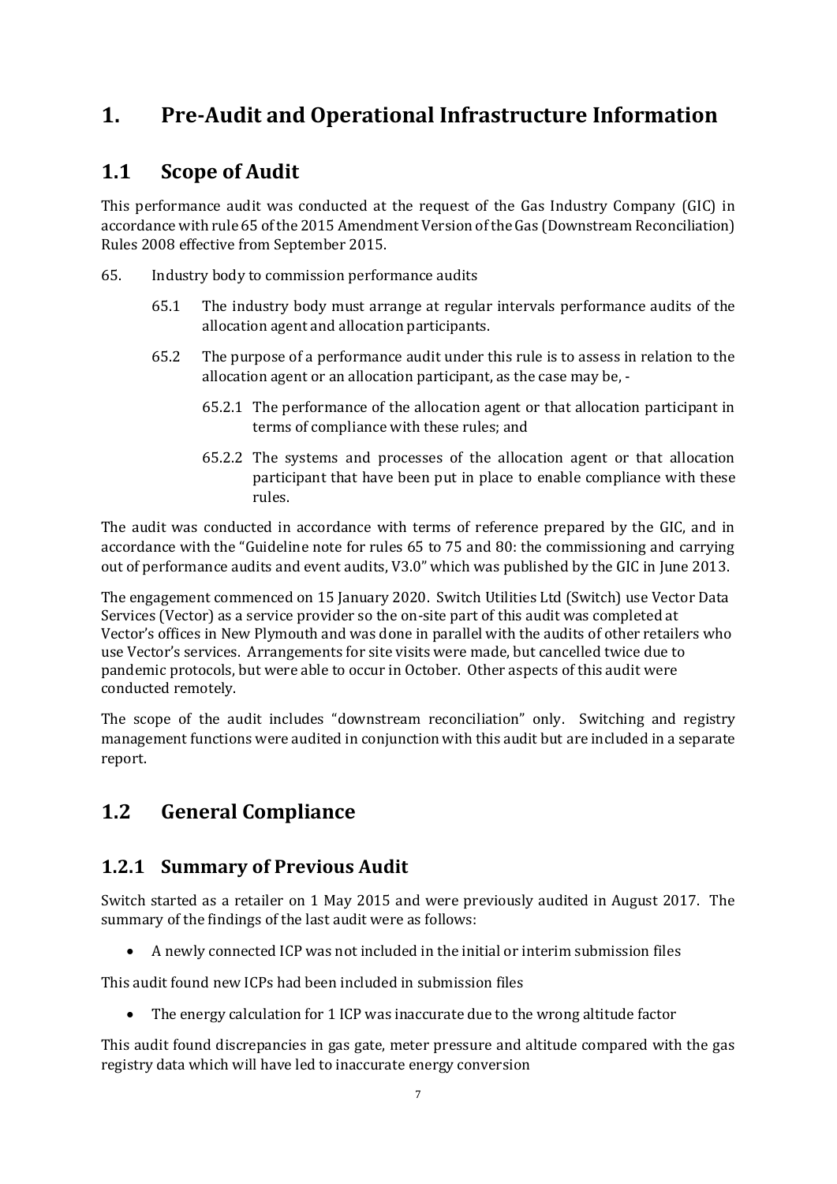# 1. Pre-Audit and Operational Infrastructure Information

## 1.1 Scope of Audit

This performance audit was conducted at the request of the Gas Industry Company (GIC) in accordance with rule 65 of the 2015 Amendment Version of the Gas (Downstream Reconciliation) Rules 2008 effective from September 2015.

65. Industry body to commission performance audits

    65.1 The industry body must arrange at regular intervals performance audits of the allocation agent and allocation participants.

    65.2 The purpose of a performance audit under this rule is to assess in relation to the allocation agent or an allocation participant, as the case may be, -

        65.2.1 The performance of the allocation agent or that allocation participant in terms of compliance with these rules; and

        65.2.2 The systems and processes of the allocation agent or that allocation participant that have been put in place to enable compliance with these rules.

The audit was conducted in accordance with terms of reference prepared by the GIC, and in accordance with the "Guideline note for rules 65 to 75 and 80: the commissioning and carrying out of performance audits and event audits, V3.0" which was published by the GIC in June 2013.

The engagement commenced on 15 January 2020. Switch Utilities Ltd (Switch) use Vector Data Services (Vector) as a service provider so the on-site part of this audit was completed at Vector's offices in New Plymouth and was done in parallel with the audits of other retailers who use Vector's services. Arrangements for site visits were made, but cancelled twice due to pandemic protocols, but were able to occur in October. Other aspects of this audit were conducted remotely.

The scope of the audit includes "downstream reconciliation" only. Switching and registry management functions were audited in conjunction with this audit but are included in a separate report.

## 1.2 General Compliance

### 1.2.1 Summary of Previous Audit

Switch started as a retailer on 1 May 2015 and were previously audited in August 2017. The summary of the findings of the last audit were as follows:

- A newly connected ICP was not included in the initial or interim submission files

This audit found new ICPs had been included in submission files

- The energy calculation for 1 ICP was inaccurate due to the wrong altitude factor

This audit found discrepancies in gas gate, meter pressure and altitude compared with the gas registry data which will have led to inaccurate energy conversion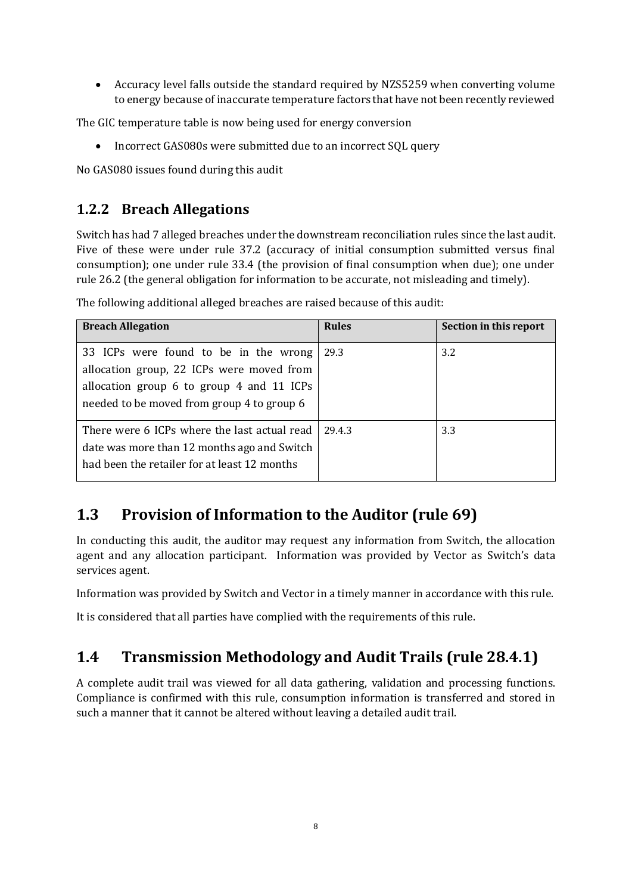- Accuracy level falls outside the standard required by NZS5259 when converting volume to energy because of inaccurate temperature factors that have not been recently reviewed

The GIC temperature table is now being used for energy conversion

- Incorrect GAS080s were submitted due to an incorrect SQL query

No GAS080 issues found during this audit

### 1.2.2 Breach Allegations

Switch has had 7 alleged breaches under the downstream reconciliation rules since the last audit. Five of these were under rule 37.2 (accuracy of initial consumption submitted versus final consumption); one under rule 33.4 (the provision of final consumption when due); one under rule 26.2 (the general obligation for information to be accurate, not misleading and timely).

The following additional alleged breaches are raised because of this audit:

| Breach Allegation | Rules | Section in this report |
|---|---|---|
| 33 ICPs were found to be in the wrong allocation group, 22 ICPs were moved from allocation group 6 to group 4 and 11 ICPs needed to be moved from group 4 to group 6 | 29.3 | 3.2 |
| There were 6 ICPs where the last actual read date was more than 12 months ago and Switch had been the retailer for at least 12 months | 29.4.3 | 3.3 |

## 1.3 Provision of Information to the Auditor (rule 69)

In conducting this audit, the auditor may request any information from Switch, the allocation agent and any allocation participant. Information was provided by Vector as Switch's data services agent.

Information was provided by Switch and Vector in a timely manner in accordance with this rule.

It is considered that all parties have complied with the requirements of this rule.

## 1.4 Transmission Methodology and Audit Trails (rule 28.4.1)

A complete audit trail was viewed for all data gathering, validation and processing functions. Compliance is confirmed with this rule, consumption information is transferred and stored in such a manner that it cannot be altered without leaving a detailed audit trail.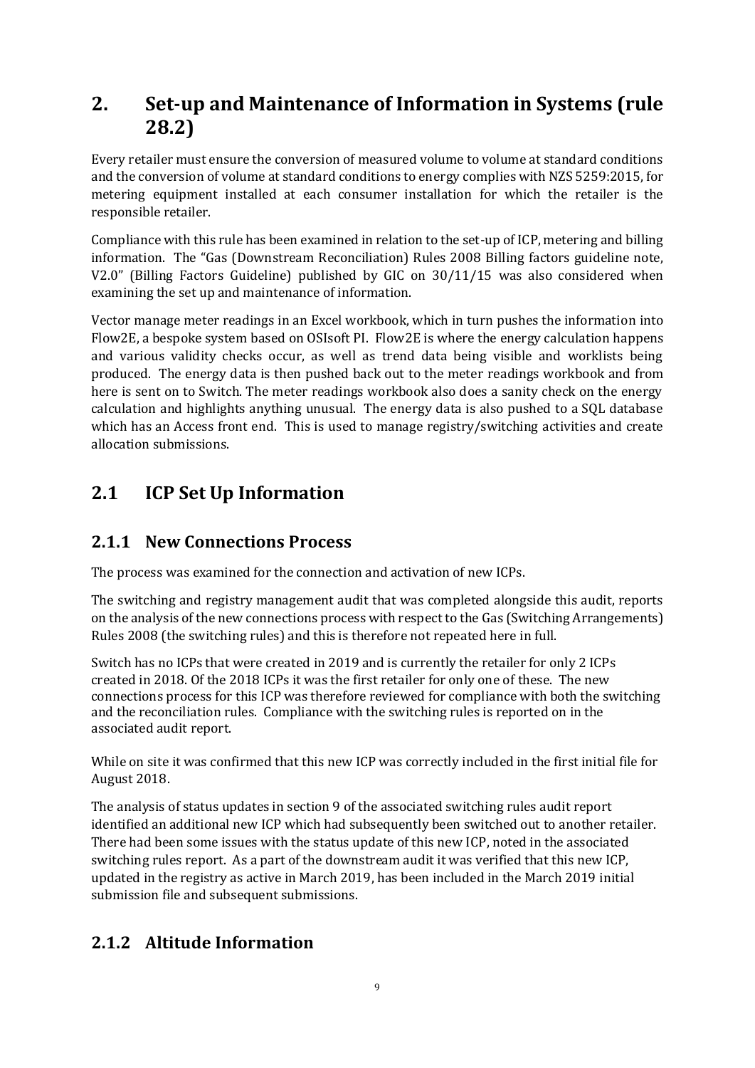# 2. Set-up and Maintenance of Information in Systems (rule 28.2)

Every retailer must ensure the conversion of measured volume to volume at standard conditions and the conversion of volume at standard conditions to energy complies with NZS 5259:2015, for metering equipment installed at each consumer installation for which the retailer is the responsible retailer.

Compliance with this rule has been examined in relation to the set-up of ICP, metering and billing information. The "Gas (Downstream Reconciliation) Rules 2008 Billing factors guideline note, V2.0" (Billing Factors Guideline) published by GIC on 30/11/15 was also considered when examining the set up and maintenance of information.

Vector manage meter readings in an Excel workbook, which in turn pushes the information into Flow2E, a bespoke system based on OSIsoft PI. Flow2E is where the energy calculation happens and various validity checks occur, as well as trend data being visible and worklists being produced. The energy data is then pushed back out to the meter readings workbook and from here is sent on to Switch. The meter readings workbook also does a sanity check on the energy calculation and highlights anything unusual. The energy data is also pushed to a SQL database which has an Access front end. This is used to manage registry/switching activities and create allocation submissions.

## 2.1 ICP Set Up Information

### 2.1.1 New Connections Process

The process was examined for the connection and activation of new ICPs.

The switching and registry management audit that was completed alongside this audit, reports on the analysis of the new connections process with respect to the Gas (Switching Arrangements) Rules 2008 (the switching rules) and this is therefore not repeated here in full.

Switch has no ICPs that were created in 2019 and is currently the retailer for only 2 ICPs created in 2018. Of the 2018 ICPs it was the first retailer for only one of these. The new connections process for this ICP was therefore reviewed for compliance with both the switching and the reconciliation rules. Compliance with the switching rules is reported on in the associated audit report.

While on site it was confirmed that this new ICP was correctly included in the first initial file for August 2018.

The analysis of status updates in section 9 of the associated switching rules audit report identified an additional new ICP which had subsequently been switched out to another retailer. There had been some issues with the status update of this new ICP, noted in the associated switching rules report. As a part of the downstream audit it was verified that this new ICP, updated in the registry as active in March 2019, has been included in the March 2019 initial submission file and subsequent submissions.

### 2.1.2 Altitude Information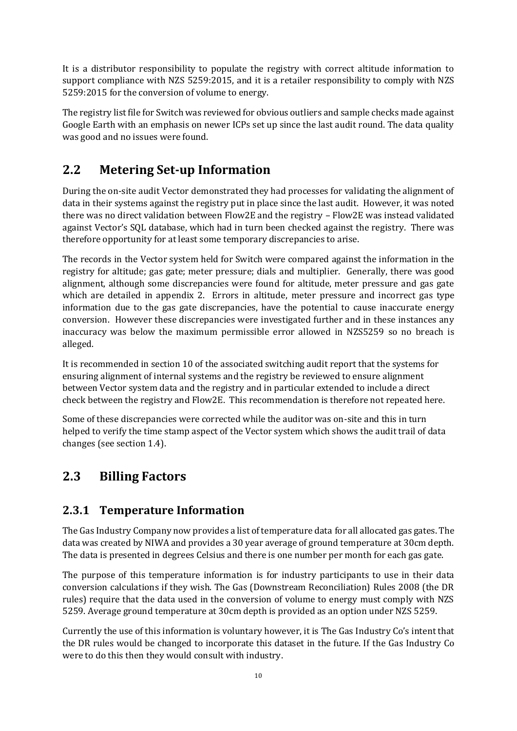It is a distributor responsibility to populate the registry with correct altitude information to support compliance with NZS 5259:2015, and it is a retailer responsibility to comply with NZS 5259:2015 for the conversion of volume to energy.

The registry list file for Switch was reviewed for obvious outliers and sample checks made against Google Earth with an emphasis on newer ICPs set up since the last audit round. The data quality was good and no issues were found.

## 2.2 Metering Set-up Information

During the on-site audit Vector demonstrated they had processes for validating the alignment of data in their systems against the registry put in place since the last audit. However, it was noted there was no direct validation between Flow2E and the registry – Flow2E was instead validated against Vector's SQL database, which had in turn been checked against the registry. There was therefore opportunity for at least some temporary discrepancies to arise.

The records in the Vector system held for Switch were compared against the information in the registry for altitude; gas gate; meter pressure; dials and multiplier. Generally, there was good alignment, although some discrepancies were found for altitude, meter pressure and gas gate which are detailed in appendix 2. Errors in altitude, meter pressure and incorrect gas type information due to the gas gate discrepancies, have the potential to cause inaccurate energy conversion. However these discrepancies were investigated further and in these instances any inaccuracy was below the maximum permissible error allowed in NZS5259 so no breach is alleged.

It is recommended in section 10 of the associated switching audit report that the systems for ensuring alignment of internal systems and the registry be reviewed to ensure alignment between Vector system data and the registry and in particular extended to include a direct check between the registry and Flow2E. This recommendation is therefore not repeated here.

Some of these discrepancies were corrected while the auditor was on-site and this in turn helped to verify the time stamp aspect of the Vector system which shows the audit trail of data changes (see section 1.4).

## 2.3 Billing Factors

### 2.3.1 Temperature Information

The Gas Industry Company now provides a list of temperature data for all allocated gas gates. The data was created by NIWA and provides a 30 year average of ground temperature at 30cm depth. The data is presented in degrees Celsius and there is one number per month for each gas gate.

The purpose of this temperature information is for industry participants to use in their data conversion calculations if they wish. The Gas (Downstream Reconciliation) Rules 2008 (the DR rules) require that the data used in the conversion of volume to energy must comply with NZS 5259. Average ground temperature at 30cm depth is provided as an option under NZS 5259.

Currently the use of this information is voluntary however, it is The Gas Industry Co's intent that the DR rules would be changed to incorporate this dataset in the future. If the Gas Industry Co were to do this then they would consult with industry.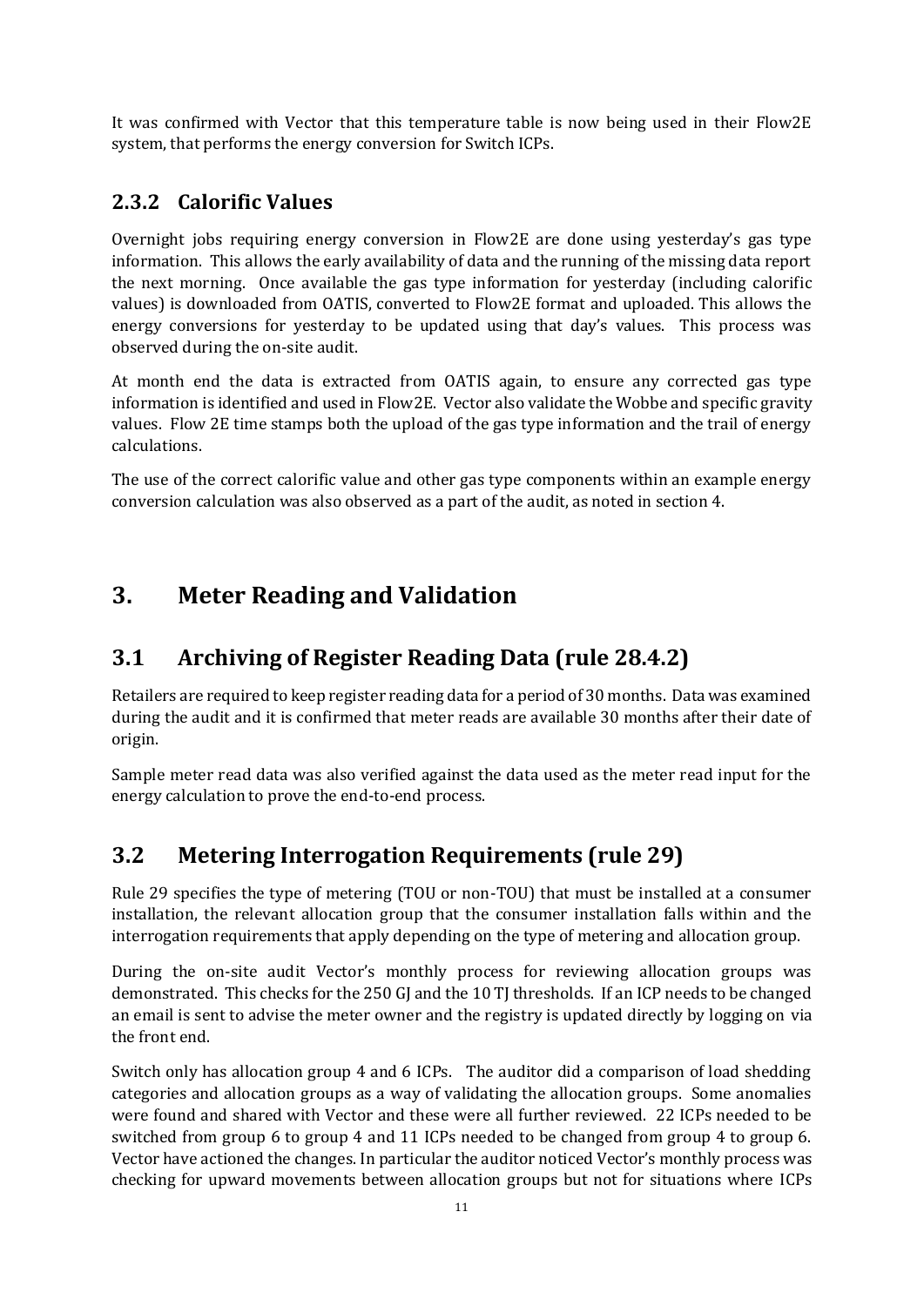It was confirmed with Vector that this temperature table is now being used in their Flow2E system, that performs the energy conversion for Switch ICPs.

### 2.3.2 Calorific Values

Overnight jobs requiring energy conversion in Flow2E are done using yesterday's gas type information. This allows the early availability of data and the running of the missing data report the next morning. Once available the gas type information for yesterday (including calorific values) is downloaded from OATIS, converted to Flow2E format and uploaded. This allows the energy conversions for yesterday to be updated using that day's values. This process was observed during the on-site audit.

At month end the data is extracted from OATIS again, to ensure any corrected gas type information is identified and used in Flow2E. Vector also validate the Wobbe and specific gravity values. Flow 2E time stamps both the upload of the gas type information and the trail of energy calculations.

The use of the correct calorific value and other gas type components within an example energy conversion calculation was also observed as a part of the audit, as noted in section 4.

# 3. Meter Reading and Validation

## 3.1 Archiving of Register Reading Data (rule 28.4.2)

Retailers are required to keep register reading data for a period of 30 months. Data was examined during the audit and it is confirmed that meter reads are available 30 months after their date of origin.

Sample meter read data was also verified against the data used as the meter read input for the energy calculation to prove the end-to-end process.

## 3.2 Metering Interrogation Requirements (rule 29)

Rule 29 specifies the type of metering (TOU or non-TOU) that must be installed at a consumer installation, the relevant allocation group that the consumer installation falls within and the interrogation requirements that apply depending on the type of metering and allocation group.

During the on-site audit Vector's monthly process for reviewing allocation groups was demonstrated. This checks for the 250 GJ and the 10 TJ thresholds. If an ICP needs to be changed an email is sent to advise the meter owner and the registry is updated directly by logging on via the front end.

Switch only has allocation group 4 and 6 ICPs. The auditor did a comparison of load shedding categories and allocation groups as a way of validating the allocation groups. Some anomalies were found and shared with Vector and these were all further reviewed. 22 ICPs needed to be switched from group 6 to group 4 and 11 ICPs needed to be changed from group 4 to group 6. Vector have actioned the changes. In particular the auditor noticed Vector's monthly process was checking for upward movements between allocation groups but not for situations where ICPs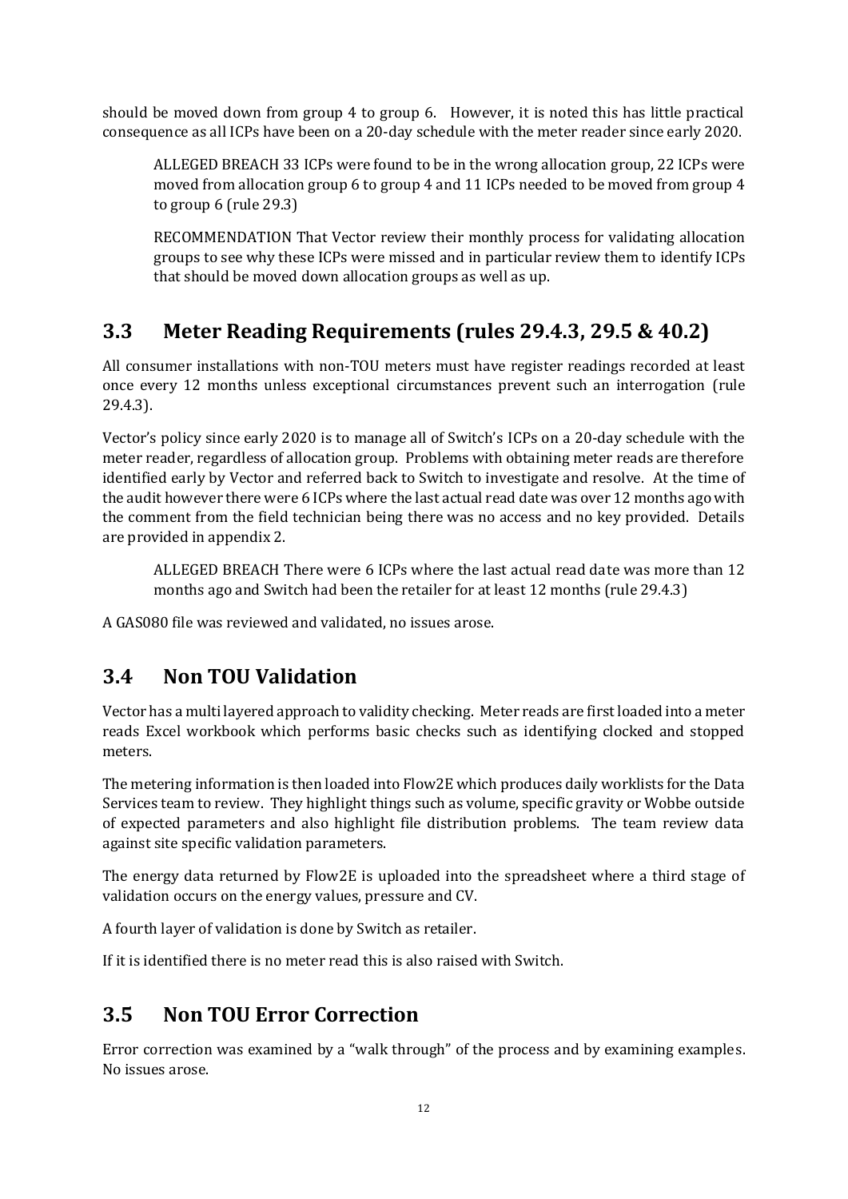should be moved down from group 4 to group 6. However, it is noted this has little practical consequence as all ICPs have been on a 20-day schedule with the meter reader since early 2020.

> ALLEGED BREACH 33 ICPs were found to be in the wrong allocation group, 22 ICPs were moved from allocation group 6 to group 4 and 11 ICPs needed to be moved from group 4 to group 6 (rule 29.3)

> RECOMMENDATION That Vector review their monthly process for validating allocation groups to see why these ICPs were missed and in particular review them to identify ICPs that should be moved down allocation groups as well as up.

## 3.3 Meter Reading Requirements (rules 29.4.3, 29.5 & 40.2)

All consumer installations with non-TOU meters must have register readings recorded at least once every 12 months unless exceptional circumstances prevent such an interrogation (rule 29.4.3).

Vector's policy since early 2020 is to manage all of Switch's ICPs on a 20-day schedule with the meter reader, regardless of allocation group. Problems with obtaining meter reads are therefore identified early by Vector and referred back to Switch to investigate and resolve. At the time of the audit however there were 6 ICPs where the last actual read date was over 12 months ago with the comment from the field technician being there was no access and no key provided. Details are provided in appendix 2.

> ALLEGED BREACH There were 6 ICPs where the last actual read date was more than 12 months ago and Switch had been the retailer for at least 12 months (rule 29.4.3)

A GAS080 file was reviewed and validated, no issues arose.

## 3.4 Non TOU Validation

Vector has a multi layered approach to validity checking. Meter reads are first loaded into a meter reads Excel workbook which performs basic checks such as identifying clocked and stopped meters.

The metering information is then loaded into Flow2E which produces daily worklists for the Data Services team to review. They highlight things such as volume, specific gravity or Wobbe outside of expected parameters and also highlight file distribution problems. The team review data against site specific validation parameters.

The energy data returned by Flow2E is uploaded into the spreadsheet where a third stage of validation occurs on the energy values, pressure and CV.

A fourth layer of validation is done by Switch as retailer.

If it is identified there is no meter read this is also raised with Switch.

## 3.5 Non TOU Error Correction

Error correction was examined by a "walk through" of the process and by examining examples. No issues arose.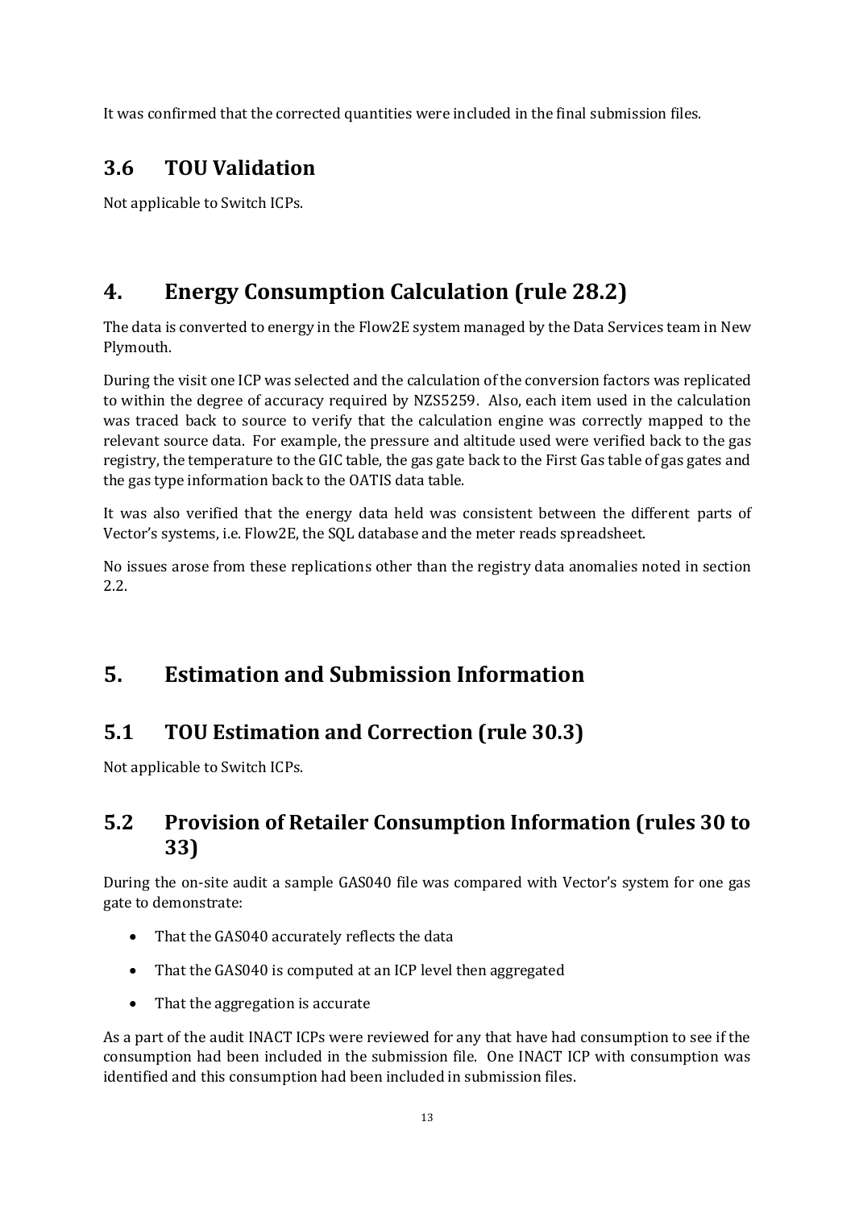It was confirmed that the corrected quantities were included in the final submission files.

## 3.6 TOU Validation

Not applicable to Switch ICPs.

# 4. Energy Consumption Calculation (rule 28.2)

The data is converted to energy in the Flow2E system managed by the Data Services team in New Plymouth.

During the visit one ICP was selected and the calculation of the conversion factors was replicated to within the degree of accuracy required by NZS5259. Also, each item used in the calculation was traced back to source to verify that the calculation engine was correctly mapped to the relevant source data. For example, the pressure and altitude used were verified back to the gas registry, the temperature to the GIC table, the gas gate back to the First Gas table of gas gates and the gas type information back to the OATIS data table.

It was also verified that the energy data held was consistent between the different parts of Vector's systems, i.e. Flow2E, the SQL database and the meter reads spreadsheet.

No issues arose from these replications other than the registry data anomalies noted in section 2.2.

# 5. Estimation and Submission Information

## 5.1 TOU Estimation and Correction (rule 30.3)

Not applicable to Switch ICPs.

## 5.2 Provision of Retailer Consumption Information (rules 30 to 33)

During the on-site audit a sample GAS040 file was compared with Vector's system for one gas gate to demonstrate:

- That the GAS040 accurately reflects the data
- That the GAS040 is computed at an ICP level then aggregated
- That the aggregation is accurate

As a part of the audit INACT ICPs were reviewed for any that have had consumption to see if the consumption had been included in the submission file. One INACT ICP with consumption was identified and this consumption had been included in submission files.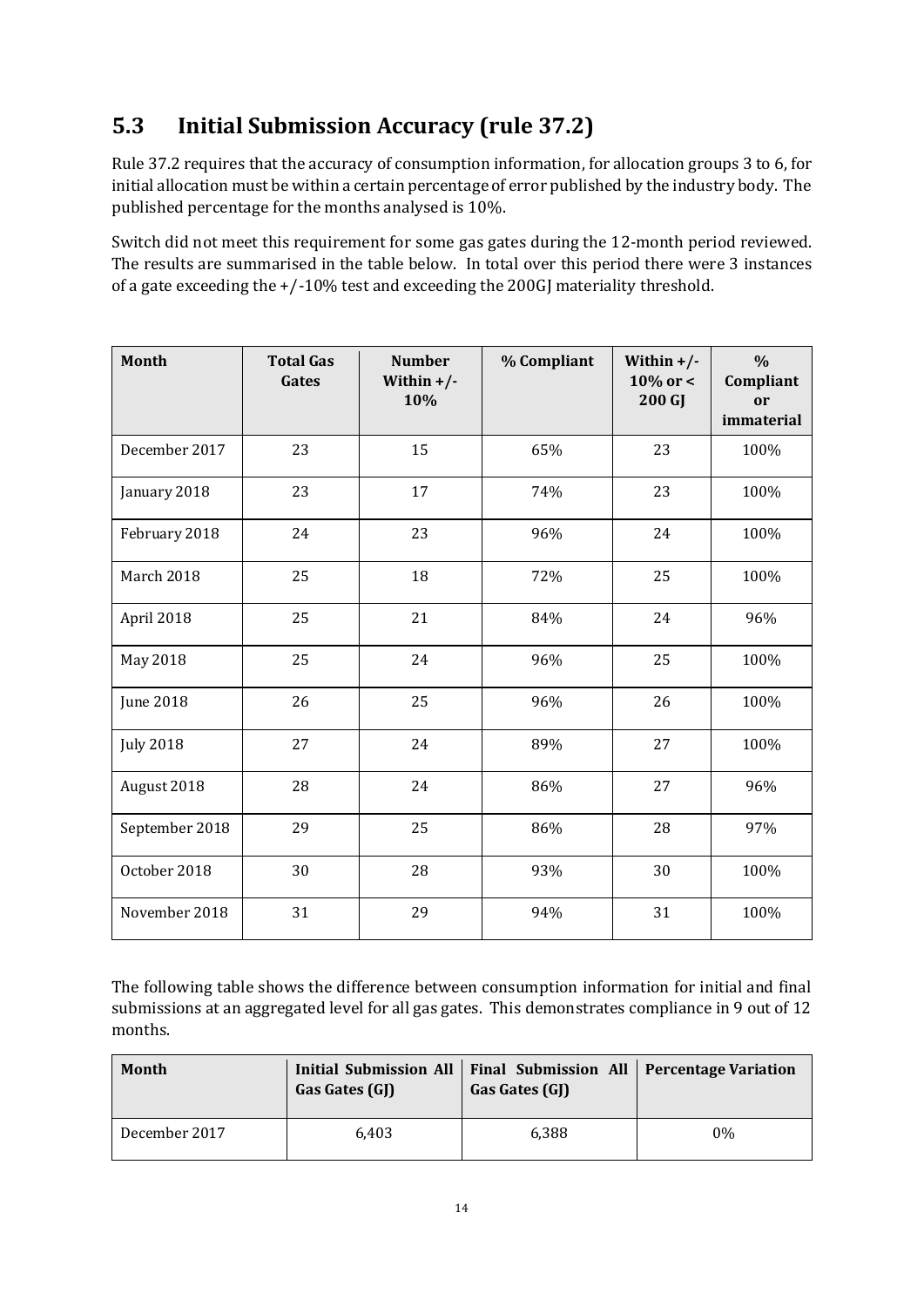## 5.3 Initial Submission Accuracy (rule 37.2)

Rule 37.2 requires that the accuracy of consumption information, for allocation groups 3 to 6, for initial allocation must be within a certain percentage of error published by the industry body. The published percentage for the months analysed is 10%.

Switch did not meet this requirement for some gas gates during the 12-month period reviewed. The results are summarised in the table below. In total over this period there were 3 instances of a gate exceeding the +/-10% test and exceeding the 200GJ materiality threshold.

| Month | Total Gas Gates | Number Within +/- 10% | % Compliant | Within +/- 10% or < 200 GJ | % Compliant or immaterial |
|---|---|---|---|---|---|
| December 2017 | 23 | 15 | 65% | 23 | 100% |
| January 2018 | 23 | 17 | 74% | 23 | 100% |
| February 2018 | 24 | 23 | 96% | 24 | 100% |
| March 2018 | 25 | 18 | 72% | 25 | 100% |
| April 2018 | 25 | 21 | 84% | 24 | 96% |
| May 2018 | 25 | 24 | 96% | 25 | 100% |
| June 2018 | 26 | 25 | 96% | 26 | 100% |
| July 2018 | 27 | 24 | 89% | 27 | 100% |
| August 2018 | 28 | 24 | 86% | 27 | 96% |
| September 2018 | 29 | 25 | 86% | 28 | 97% |
| October 2018 | 30 | 28 | 93% | 30 | 100% |
| November 2018 | 31 | 29 | 94% | 31 | 100% |

The following table shows the difference between consumption information for initial and final submissions at an aggregated level for all gas gates. This demonstrates compliance in 9 out of 12 months.

| Month | Initial Submission All Gas Gates (GJ) | Final Submission All Gas Gates (GJ) | Percentage Variation |
|---|---|---|---|
| December 2017 | 6,403 | 6,388 | 0% |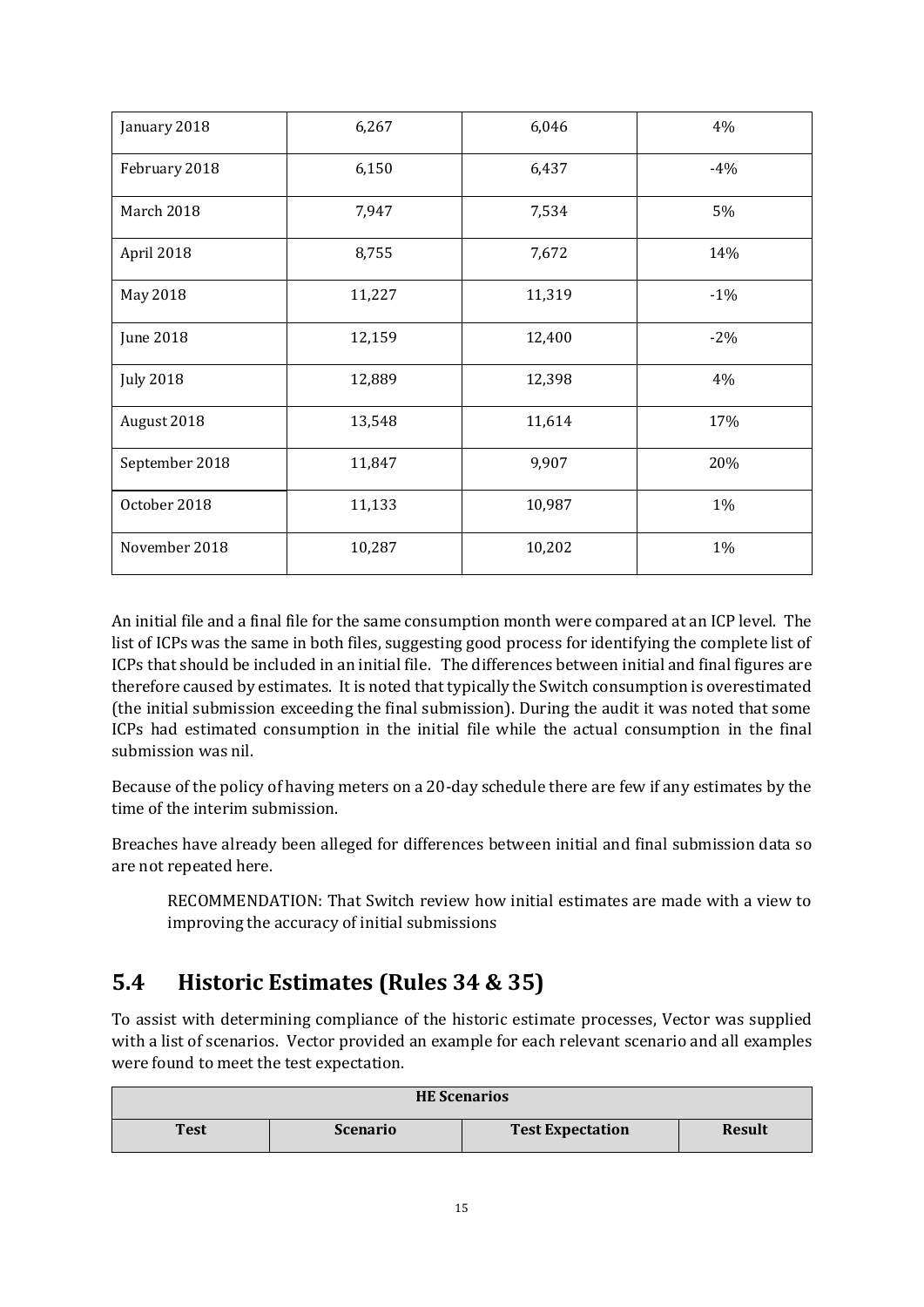| | | | |
|---|---|---|---|
| January 2018 | 6,267 | 6,046 | 4% |
| February 2018 | 6,150 | 6,437 | -4% |
| March 2018 | 7,947 | 7,534 | 5% |
| April 2018 | 8,755 | 7,672 | 14% |
| May 2018 | 11,227 | 11,319 | -1% |
| June 2018 | 12,159 | 12,400 | -2% |
| July 2018 | 12,889 | 12,398 | 4% |
| August 2018 | 13,548 | 11,614 | 17% |
| September 2018 | 11,847 | 9,907 | 20% |
| October 2018 | 11,133 | 10,987 | 1% |
| November 2018 | 10,287 | 10,202 | 1% |

An initial file and a final file for the same consumption month were compared at an ICP level. The list of ICPs was the same in both files, suggesting good process for identifying the complete list of ICPs that should be included in an initial file. The differences between initial and final figures are therefore caused by estimates. It is noted that typically the Switch consumption is overestimated (the initial submission exceeding the final submission). During the audit it was noted that some ICPs had estimated consumption in the initial file while the actual consumption in the final submission was nil.

Because of the policy of having meters on a 20-day schedule there are few if any estimates by the time of the interim submission.

Breaches have already been alleged for differences between initial and final submission data so are not repeated here.

> RECOMMENDATION: That Switch review how initial estimates are made with a view to improving the accuracy of initial submissions

## 5.4 Historic Estimates (Rules 34 & 35)

To assist with determining compliance of the historic estimate processes, Vector was supplied with a list of scenarios. Vector provided an example for each relevant scenario and all examples were found to meet the test expectation.

| HE Scenarios | | | |
|---|---|---|---|
| **Test** | **Scenario** | **Test Expectation** | **Result** |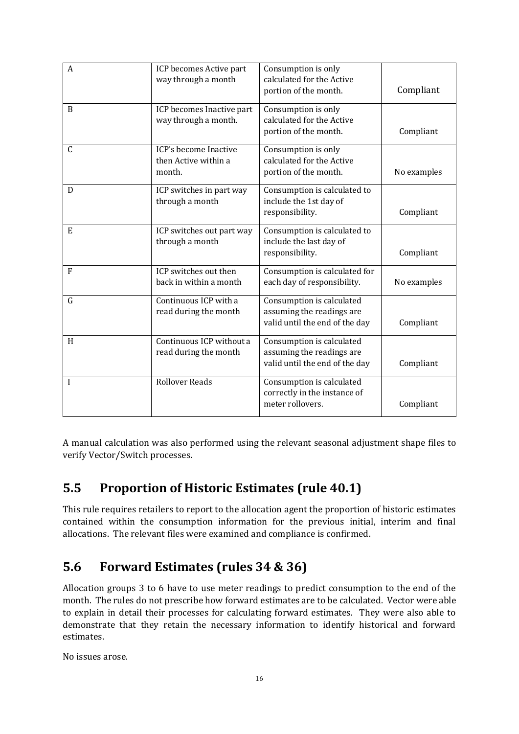| A | ICP becomes Active part way through a month | Consumption is only calculated for the Active portion of the month. | Compliant |
|---|---|---|---|
| B | ICP becomes Inactive part way through a month. | Consumption is only calculated for the Active portion of the month. | Compliant |
| C | ICP's become Inactive then Active within a month. | Consumption is only calculated for the Active portion of the month. | No examples |
| D | ICP switches in part way through a month | Consumption is calculated to include the 1st day of responsibility. | Compliant |
| E | ICP switches out part way through a month | Consumption is calculated to include the last day of responsibility. | Compliant |
| F | ICP switches out then back in within a month | Consumption is calculated for each day of responsibility. | No examples |
| G | Continuous ICP with a read during the month | Consumption is calculated assuming the readings are valid until the end of the day | Compliant |
| H | Continuous ICP without a read during the month | Consumption is calculated assuming the readings are valid until the end of the day | Compliant |
| I | Rollover Reads | Consumption is calculated correctly in the instance of meter rollovers. | Compliant |

A manual calculation was also performed using the relevant seasonal adjustment shape files to verify Vector/Switch processes.

## 5.5 Proportion of Historic Estimates (rule 40.1)

This rule requires retailers to report to the allocation agent the proportion of historic estimates contained within the consumption information for the previous initial, interim and final allocations. The relevant files were examined and compliance is confirmed.

## 5.6 Forward Estimates (rules 34 & 36)

Allocation groups 3 to 6 have to use meter readings to predict consumption to the end of the month. The rules do not prescribe how forward estimates are to be calculated. Vector were able to explain in detail their processes for calculating forward estimates. They were also able to demonstrate that they retain the necessary information to identify historical and forward estimates.

No issues arose.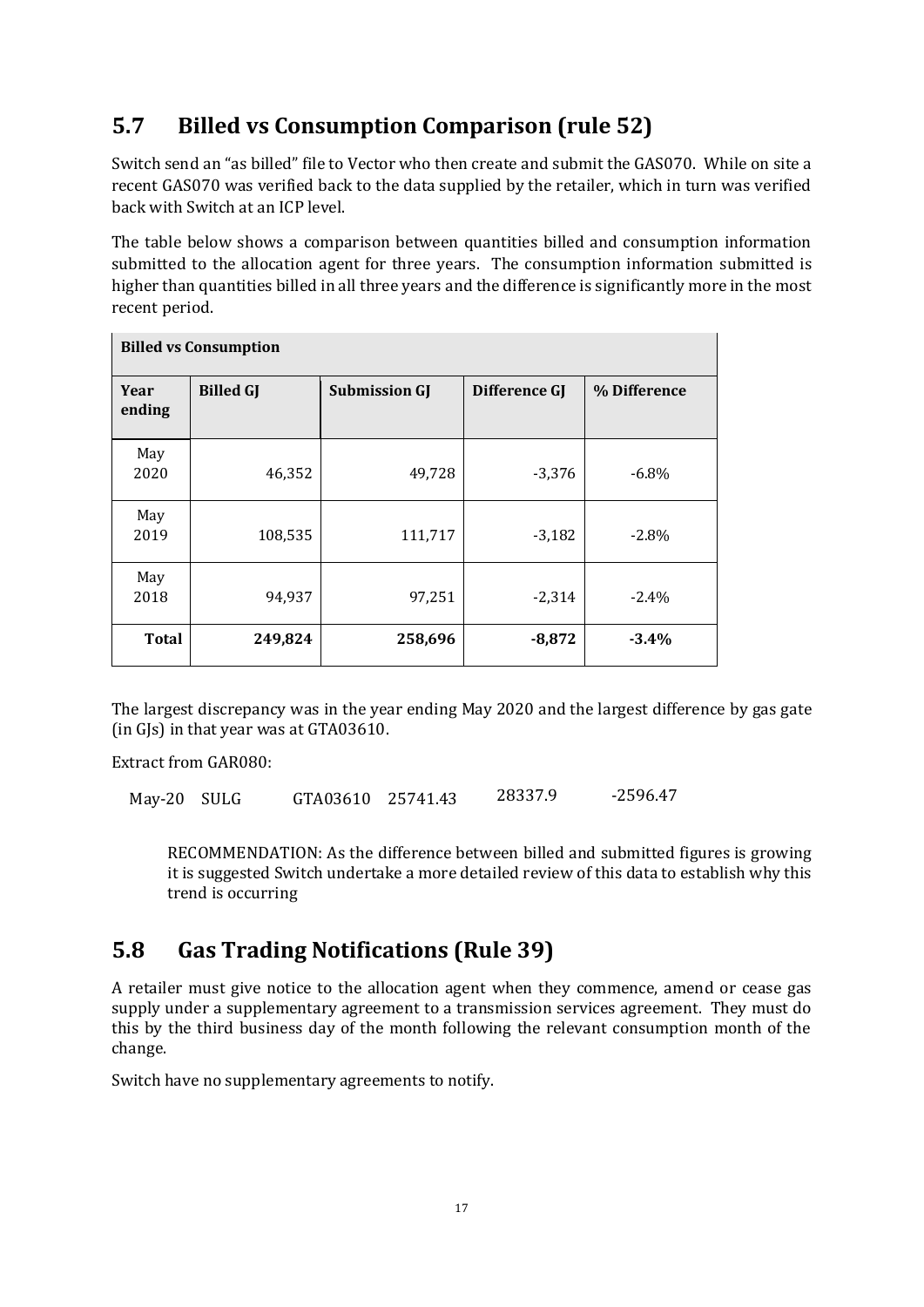## 5.7 Billed vs Consumption Comparison (rule 52)

Switch send an "as billed" file to Vector who then create and submit the GAS070. While on site a recent GAS070 was verified back to the data supplied by the retailer, which in turn was verified back with Switch at an ICP level.

The table below shows a comparison between quantities billed and consumption information submitted to the allocation agent for three years. The consumption information submitted is higher than quantities billed in all three years and the difference is significantly more in the most recent period.

| **Billed vs Consumption** | | | | |
|---|---|---|---|---|
| **Year ending** | **Billed GJ** | **Submission GJ** | **Difference GJ** | **% Difference** |
| May 2020 | 46,352 | 49,728 | -3,376 | -6.8% |
| May 2019 | 108,535 | 111,717 | -3,182 | -2.8% |
| May 2018 | 94,937 | 97,251 | -2,314 | -2.4% |
| **Total** | **249,824** | **258,696** | **-8,872** | **-3.4%** |

The largest discrepancy was in the year ending May 2020 and the largest difference by gas gate (in GJs) in that year was at GTA03610.

Extract from GAR080:

| | | | | | |
|---|---|---|---|---|---|
| May-20 | SULG | GTA03610 | 25741.43 | 28337.9 | -2596.47 |

> RECOMMENDATION: As the difference between billed and submitted figures is growing it is suggested Switch undertake a more detailed review of this data to establish why this trend is occurring

## 5.8 Gas Trading Notifications (Rule 39)

A retailer must give notice to the allocation agent when they commence, amend or cease gas supply under a supplementary agreement to a transmission services agreement. They must do this by the third business day of the month following the relevant consumption month of the change.

Switch have no supplementary agreements to notify.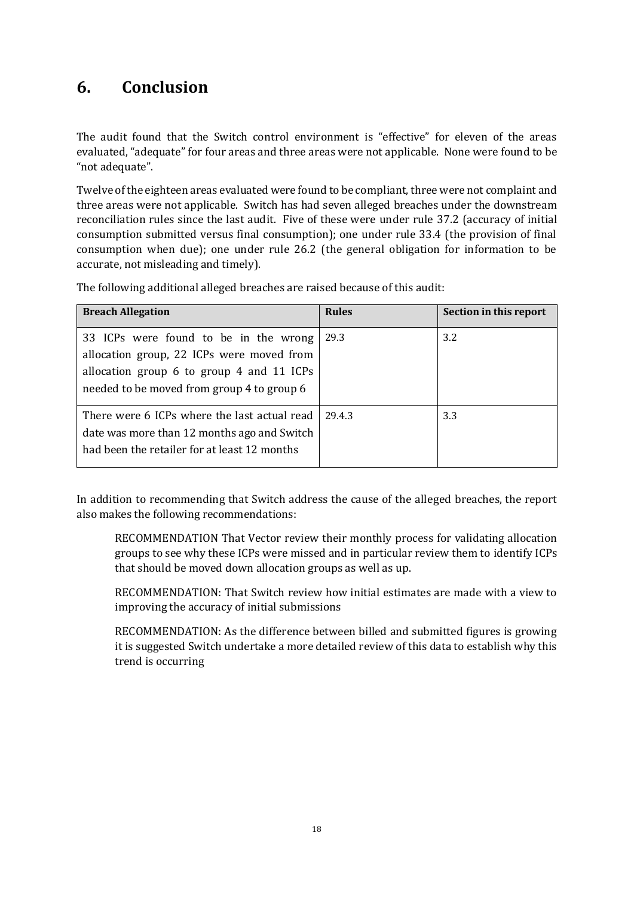# 6. Conclusion

The audit found that the Switch control environment is "effective" for eleven of the areas evaluated, "adequate" for four areas and three areas were not applicable. None were found to be "not adequate".

Twelve of the eighteen areas evaluated were found to be compliant, three were not complaint and three areas were not applicable. Switch has had seven alleged breaches under the downstream reconciliation rules since the last audit. Five of these were under rule 37.2 (accuracy of initial consumption submitted versus final consumption); one under rule 33.4 (the provision of final consumption when due); one under rule 26.2 (the general obligation for information to be accurate, not misleading and timely).

The following additional alleged breaches are raised because of this audit:

| Breach Allegation | Rules | Section in this report |
|---|---|---|
| 33 ICPs were found to be in the wrong allocation group, 22 ICPs were moved from allocation group 6 to group 4 and 11 ICPs needed to be moved from group 4 to group 6 | 29.3 | 3.2 |
| There were 6 ICPs where the last actual read date was more than 12 months ago and Switch had been the retailer for at least 12 months | 29.4.3 | 3.3 |

In addition to recommending that Switch address the cause of the alleged breaches, the report also makes the following recommendations:

RECOMMENDATION That Vector review their monthly process for validating allocation groups to see why these ICPs were missed and in particular review them to identify ICPs that should be moved down allocation groups as well as up.

RECOMMENDATION: That Switch review how initial estimates are made with a view to improving the accuracy of initial submissions

RECOMMENDATION: As the difference between billed and submitted figures is growing it is suggested Switch undertake a more detailed review of this data to establish why this trend is occurring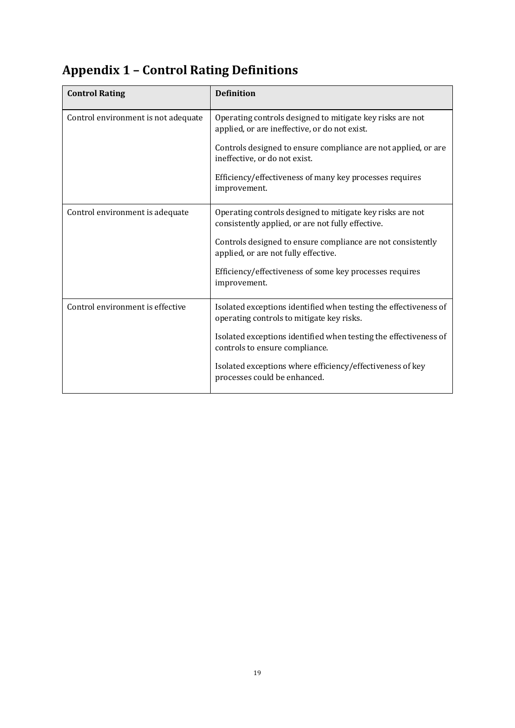# Appendix 1 – Control Rating Definitions

| Control Rating | Definition |
|---|---|
| Control environment is not adequate | Operating controls designed to mitigate key risks are not applied, or are ineffective, or do not exist.<br><br>Controls designed to ensure compliance are not applied, or are ineffective, or do not exist.<br><br>Efficiency/effectiveness of many key processes requires improvement. |
| Control environment is adequate | Operating controls designed to mitigate key risks are not consistently applied, or are not fully effective.<br><br>Controls designed to ensure compliance are not consistently applied, or are not fully effective.<br><br>Efficiency/effectiveness of some key processes requires improvement. |
| Control environment is effective | Isolated exceptions identified when testing the effectiveness of operating controls to mitigate key risks.<br><br>Isolated exceptions identified when testing the effectiveness of controls to ensure compliance.<br><br>Isolated exceptions where efficiency/effectiveness of key processes could be enhanced. |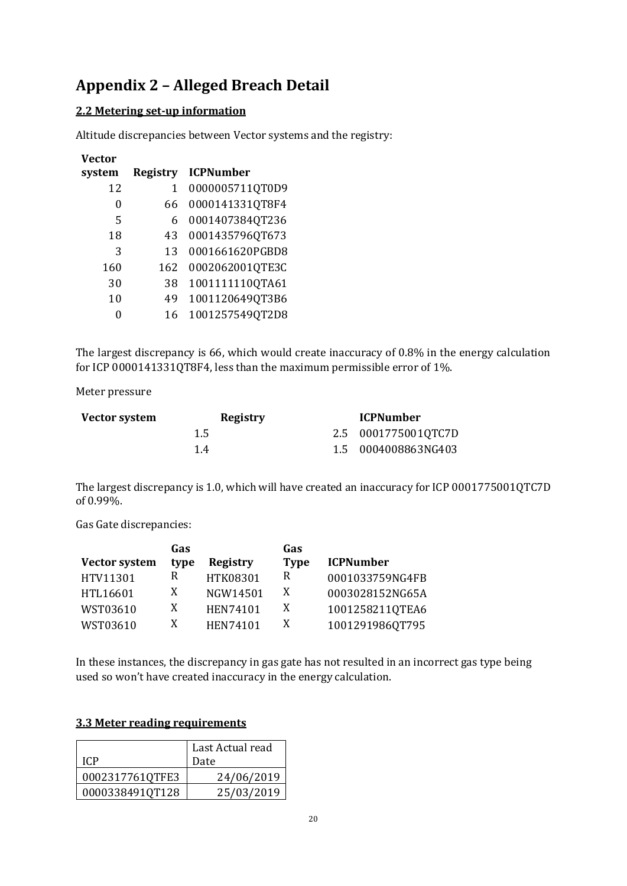# Appendix 2 – Alleged Breach Detail

## 2.2 Metering set-up information

Altitude discrepancies between Vector systems and the registry:

| Vector system | Registry | ICPNumber |
|---|---|---|
| 12 | 1 | 0000005711QT0D9 |
| 0 | 66 | 0000141331QT8F4 |
| 5 | 6 | 0001407384QT236 |
| 18 | 43 | 0001435796QT673 |
| 3 | 13 | 0001661620PGBD8 |
| 160 | 162 | 0002062001QTE3C |
| 30 | 38 | 1001111110QTA61 |
| 10 | 49 | 1001120649QT3B6 |
| 0 | 16 | 1001257549QT2D8 |

The largest discrepancy is 66, which would create inaccuracy of 0.8% in the energy calculation for ICP 0000141331QT8F4, less than the maximum permissible error of 1%.

Meter pressure

| Vector system | Registry | ICPNumber |
|---|---|---|
| 1.5 | 2.5 | 0001775001QTC7D |
| 1.4 | 1.5 | 0004008863NG403 |

The largest discrepancy is 1.0, which will have created an inaccuracy for ICP 0001775001QTC7D of 0.99%.

Gas Gate discrepancies:

| Vector system | Gas type | Registry | Gas Type | ICPNumber |
|---|---|---|---|---|
| HTV11301 | R | HTK08301 | R | 0001033759NG4FB |
| HTL16601 | X | NGW14501 | X | 0003028152NG65A |
| WST03610 | X | HEN74101 | X | 1001258211QTEA6 |
| WST03610 | X | HEN74101 | X | 1001291986QT795 |

In these instances, the discrepancy in gas gate has not resulted in an incorrect gas type being used so won't have created inaccuracy in the energy calculation.

## 3.3 Meter reading requirements

| ICP | Last Actual read Date |
|---|---|
| 0002317761QTFE3 | 24/06/2019 |
| 0000338491QT128 | 25/03/2019 |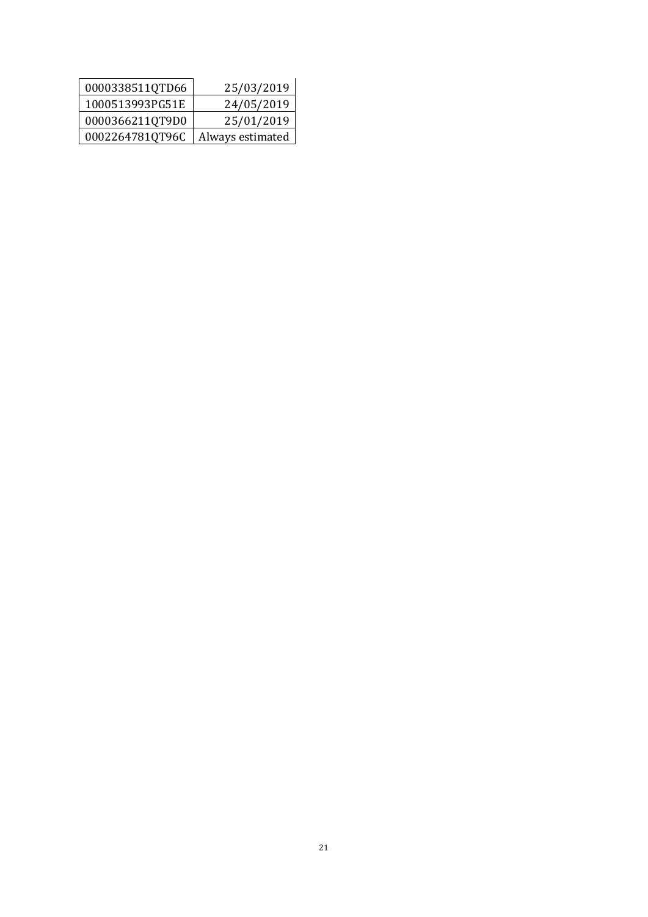| | |
|---|---|
| 0000338511QTD66 | 25/03/2019 |
| 1000513993PG51E | 24/05/2019 |
| 0000366211QT9D0 | 25/01/2019 |
| 0002264781QT96C | Always estimated |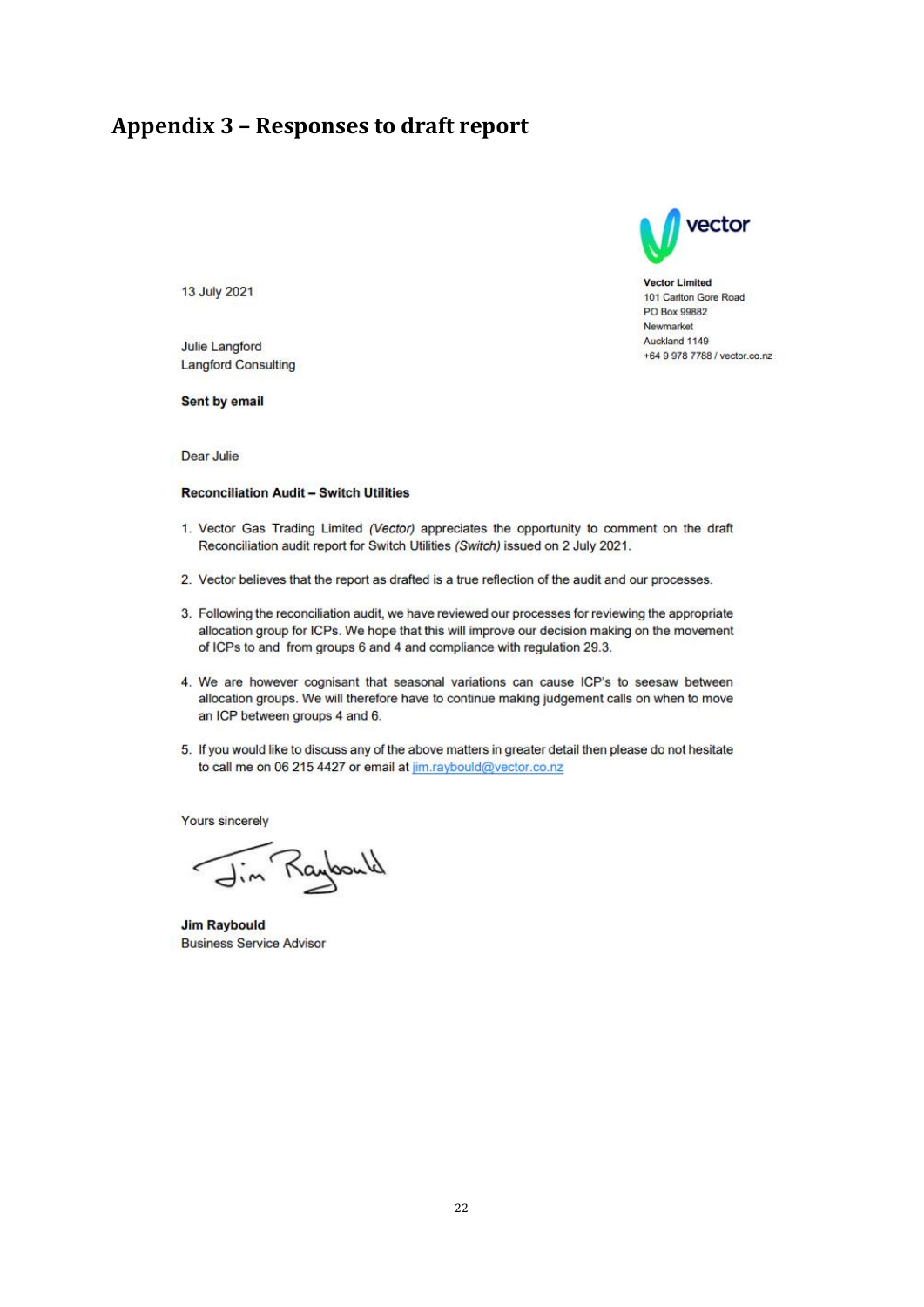# Appendix 3 – Responses to draft report

vector

**Vector Limited**
101 Carlton Gore Road
PO Box 99882
Newmarket
Auckland 1149
+64 9 978 7788 / vector.co.nz

13 July 2021

Julie Langford
Langford Consulting

**Sent by email**

Dear Julie

**Reconciliation Audit – Switch Utilities**

1. Vector Gas Trading Limited *(Vector)* appreciates the opportunity to comment on the draft Reconciliation audit report for Switch Utilities *(Switch)* issued on 2 July 2021.

2. Vector believes that the report as drafted is a true reflection of the audit and our processes.

3. Following the reconciliation audit, we have reviewed our processes for reviewing the appropriate allocation group for ICPs. We hope that this will improve our decision making on the movement of ICPs to and from groups 6 and 4 and compliance with regulation 29.3.

4. We are however cognisant that seasonal variations can cause ICP's to seesaw between allocation groups. We will therefore have to continue making judgement calls on when to move an ICP between groups 4 and 6.

5. If you would like to discuss any of the above matters in greater detail then please do not hesitate to call me on 06 215 4427 or email at jim.raybould@vector.co.nz

Yours sincerely

Jim Raybould

**Jim Raybould**
Business Service Advisor